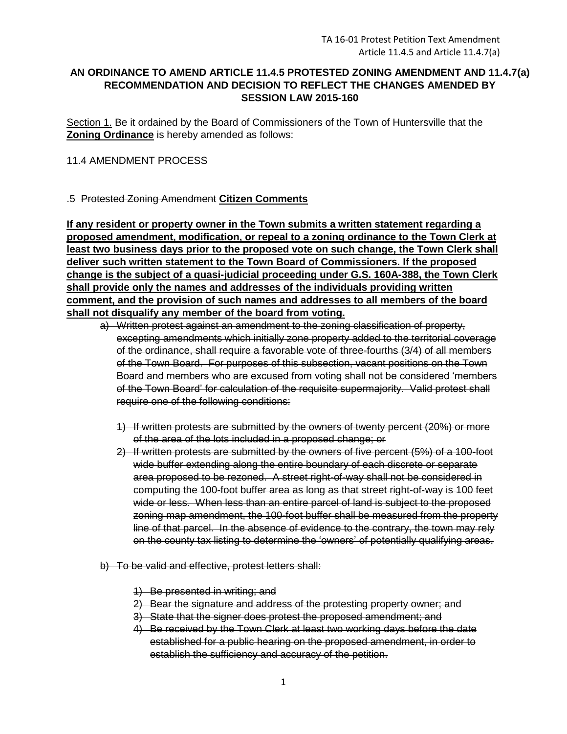TA 16-01 Protest Petition Text Amendment
Article 11.4.5 and Article 11.4.7(a)

**AN ORDINANCE TO AMEND ARTICLE 11.4.5 PROTESTED ZONING AMENDMENT AND 11.4.7(a) RECOMMENDATION AND DECISION TO REFLECT THE CHANGES AMENDED BY SESSION LAW 2015-160**

<u>Section 1.</u> Be it ordained by the Board of Commissioners of the Town of Huntersville that the <u>**Zoning Ordinance**</u> is hereby amended as follows:

11.4 AMENDMENT PROCESS

.5 ~~Protested Zoning Amendment~~ <u>**Citizen Comments**</u>

<u>**If any resident or property owner in the Town submits a written statement regarding a proposed amendment, modification, or repeal to a zoning ordinance to the Town Clerk at least two business days prior to the proposed vote on such change, the Town Clerk shall deliver such written statement to the Town Board of Commissioners. If the proposed change is the subject of a quasi-judicial proceeding under G.S. 160A-388, the Town Clerk shall provide only the names and addresses of the individuals providing written comment, and the provision of such names and addresses to all members of the board shall not disqualify any member of the board from voting.**</u>

a) ~~Written protest against an amendment to the zoning classification of property, excepting amendments which initially zone property added to the territorial coverage of the ordinance, shall require a favorable vote of three-fourths (3/4) of all members of the Town Board. For purposes of this subsection, vacant positions on the Town Board and members who are excused from voting shall not be considered 'members of the Town Board' for calculation of the requisite supermajority. Valid protest shall require one of the following conditions:~~

   1) ~~If written protests are submitted by the owners of twenty percent (20%) or more of the area of the lots included in a proposed change; or~~
   2) ~~If written protests are submitted by the owners of five percent (5%) of a 100-foot wide buffer extending along the entire boundary of each discrete or separate area proposed to be rezoned. A street right-of-way shall not be considered in computing the 100-foot buffer area as long as that street right-of-way is 100 feet wide or less. When less than an entire parcel of land is subject to the proposed zoning map amendment, the 100-foot buffer shall be measured from the property line of that parcel. In the absence of evidence to the contrary, the town may rely on the county tax listing to determine the 'owners' of potentially qualifying areas.~~

b) ~~To be valid and effective, protest letters shall:~~

   1) ~~Be presented in writing; and~~
   2) ~~Bear the signature and address of the protesting property owner; and~~
   3) ~~State that the signer does protest the proposed amendment; and~~
   4) ~~Be received by the Town Clerk at least two working days before the date established for a public hearing on the proposed amendment, in order to establish the sufficiency and accuracy of the petition.~~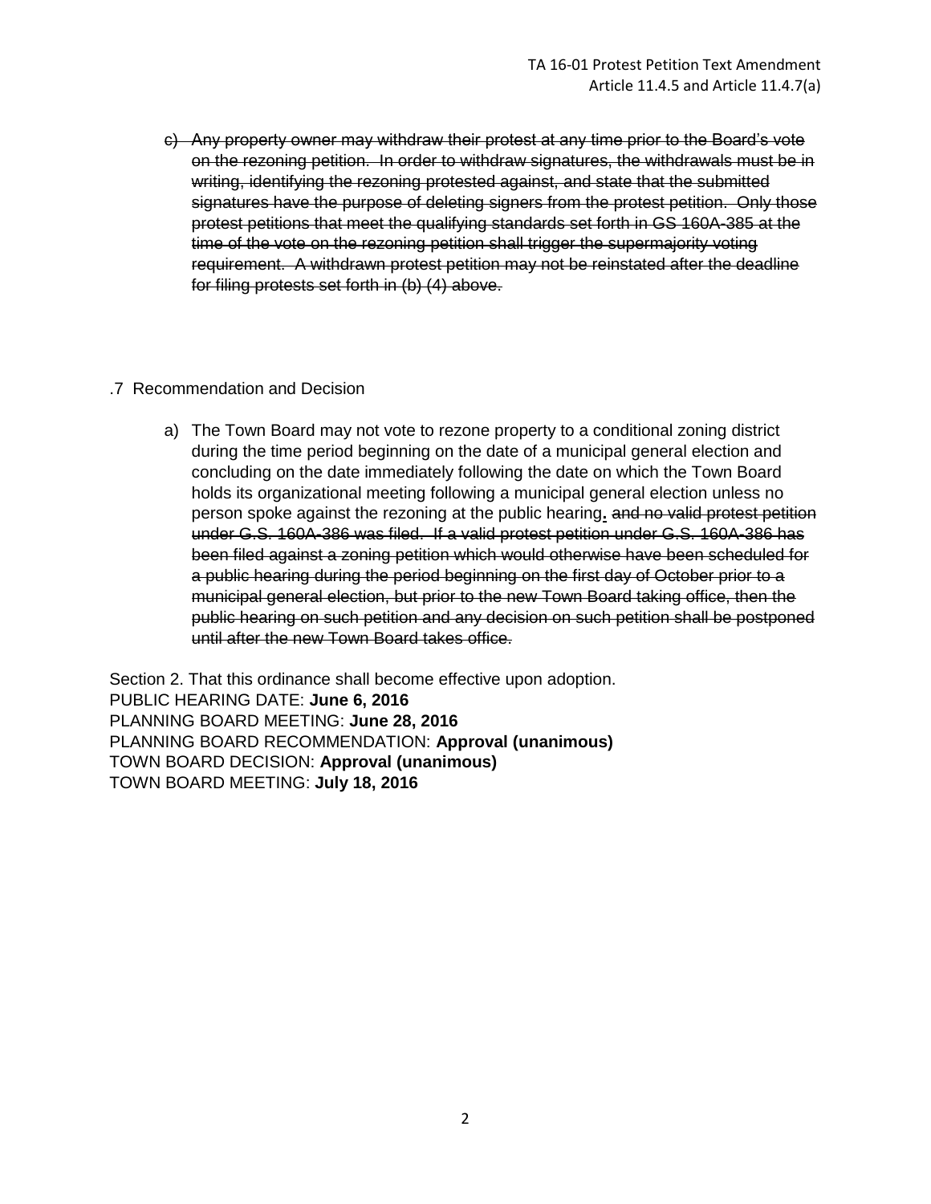c) ~~Any property owner may withdraw their protest at any time prior to the Board's vote on the rezoning petition. In order to withdraw signatures, the withdrawals must be in writing, identifying the rezoning protested against, and state that the submitted signatures have the purpose of deleting signers from the protest petition. Only those protest petitions that meet the qualifying standards set forth in GS 160A-385 at the time of the vote on the rezoning petition shall trigger the supermajority voting requirement. A withdrawn protest petition may not be reinstated after the deadline for filing protests set forth in (b) (4) above.~~

.7 Recommendation and Decision

a) The Town Board may not vote to rezone property to a conditional zoning district during the time period beginning on the date of a municipal general election and concluding on the date immediately following the date on which the Town Board holds its organizational meeting following a municipal general election unless no person spoke against the rezoning at the public hearing**.** ~~and no valid protest petition under G.S. 160A-386 was filed. If a valid protest petition under G.S. 160A-386 has been filed against a zoning petition which would otherwise have been scheduled for a public hearing during the period beginning on the first day of October prior to a municipal general election, but prior to the new Town Board taking office, then the public hearing on such petition and any decision on such petition shall be postponed until after the new Town Board takes office.~~

Section 2. That this ordinance shall become effective upon adoption.
PUBLIC HEARING DATE: **June 6, 2016**
PLANNING BOARD MEETING: **June 28, 2016**
PLANNING BOARD RECOMMENDATION: **Approval (unanimous)**
TOWN BOARD DECISION: **Approval (unanimous)**
TOWN BOARD MEETING: **July 18, 2016**